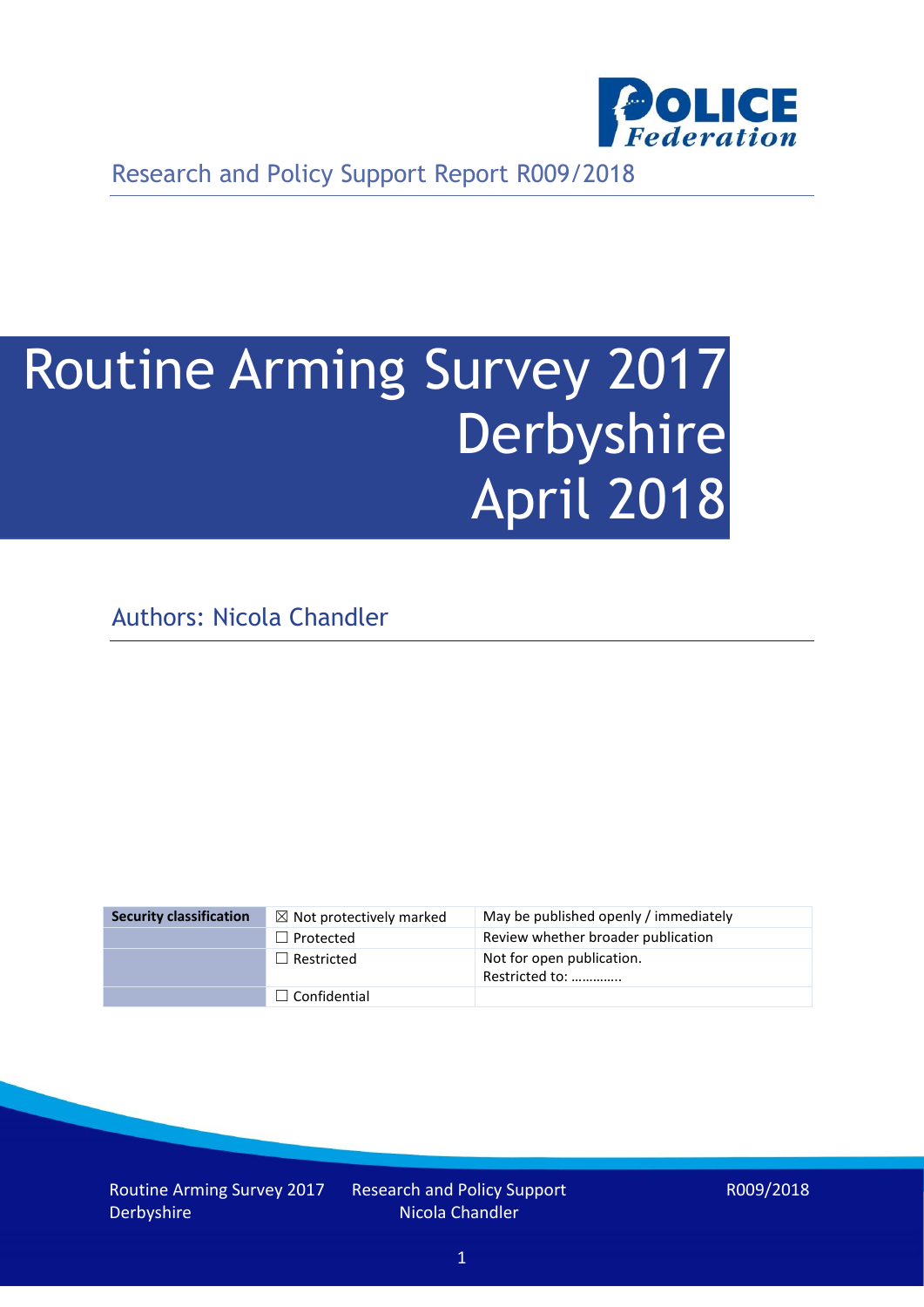Research and Policy Support Report R009/2018

# Routine Arming Survey 2017 Derbyshire April 2018

Authors: Nicola Chandler

| Security classification | ☒ Not protectively marked | May be published openly / immediately |
|---|---|---|
| | ☐ Protected | Review whether broader publication |
| | ☐ Restricted | Not for open publication. Restricted to: ………….. |
| | ☐ Confidential | |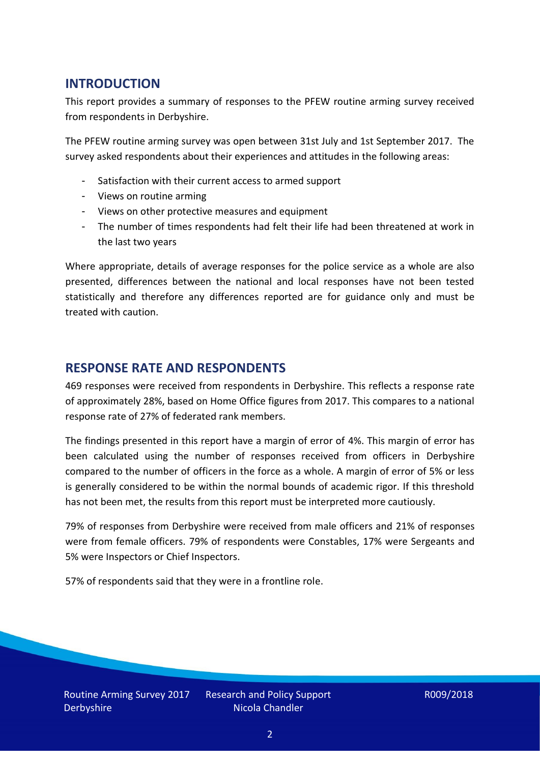## INTRODUCTION

This report provides a summary of responses to the PFEW routine arming survey received from respondents in Derbyshire.

The PFEW routine arming survey was open between 31st July and 1st September 2017. The survey asked respondents about their experiences and attitudes in the following areas:

- Satisfaction with their current access to armed support
- Views on routine arming
- Views on other protective measures and equipment
- The number of times respondents had felt their life had been threatened at work in the last two years

Where appropriate, details of average responses for the police service as a whole are also presented, differences between the national and local responses have not been tested statistically and therefore any differences reported are for guidance only and must be treated with caution.

## RESPONSE RATE AND RESPONDENTS

469 responses were received from respondents in Derbyshire. This reflects a response rate of approximately 28%, based on Home Office figures from 2017. This compares to a national response rate of 27% of federated rank members.

The findings presented in this report have a margin of error of 4%. This margin of error has been calculated using the number of responses received from officers in Derbyshire compared to the number of officers in the force as a whole. A margin of error of 5% or less is generally considered to be within the normal bounds of academic rigor. If this threshold has not been met, the results from this report must be interpreted more cautiously.

79% of responses from Derbyshire were received from male officers and 21% of responses were from female officers. 79% of respondents were Constables, 17% were Sergeants and 5% were Inspectors or Chief Inspectors.

57% of respondents said that they were in a frontline role.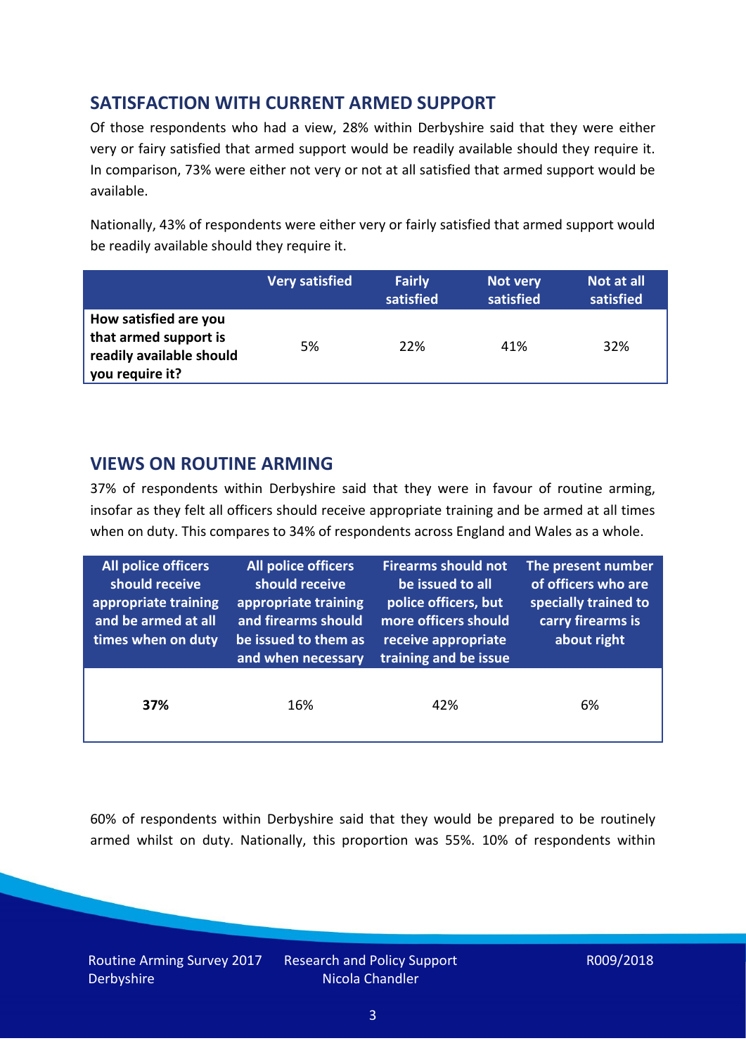## SATISFACTION WITH CURRENT ARMED SUPPORT

Of those respondents who had a view, 28% within Derbyshire said that they were either very or fairy satisfied that armed support would be readily available should they require it. In comparison, 73% were either not very or not at all satisfied that armed support would be available.

Nationally, 43% of respondents were either very or fairly satisfied that armed support would be readily available should they require it.

| | Very satisfied | Fairly satisfied | Not very satisfied | Not at all satisfied |
|---|---|---|---|---|
| **How satisfied are you that armed support is readily available should you require it?** | 5% | 22% | 41% | 32% |

## VIEWS ON ROUTINE ARMING

37% of respondents within Derbyshire said that they were in favour of routine arming, insofar as they felt all officers should receive appropriate training and be armed at all times when on duty. This compares to 34% of respondents across England and Wales as a whole.

| All police officers should receive appropriate training and be armed at all times when on duty | All police officers should receive appropriate training and firearms should be issued to them as and when necessary | Firearms should not be issued to all police officers, but more officers should receive appropriate training and be issue | The present number of officers who are specially trained to carry firearms is about right |
|---|---|---|---|
| **37%** | 16% | 42% | 6% |

60% of respondents within Derbyshire said that they would be prepared to be routinely armed whilst on duty. Nationally, this proportion was 55%. 10% of respondents within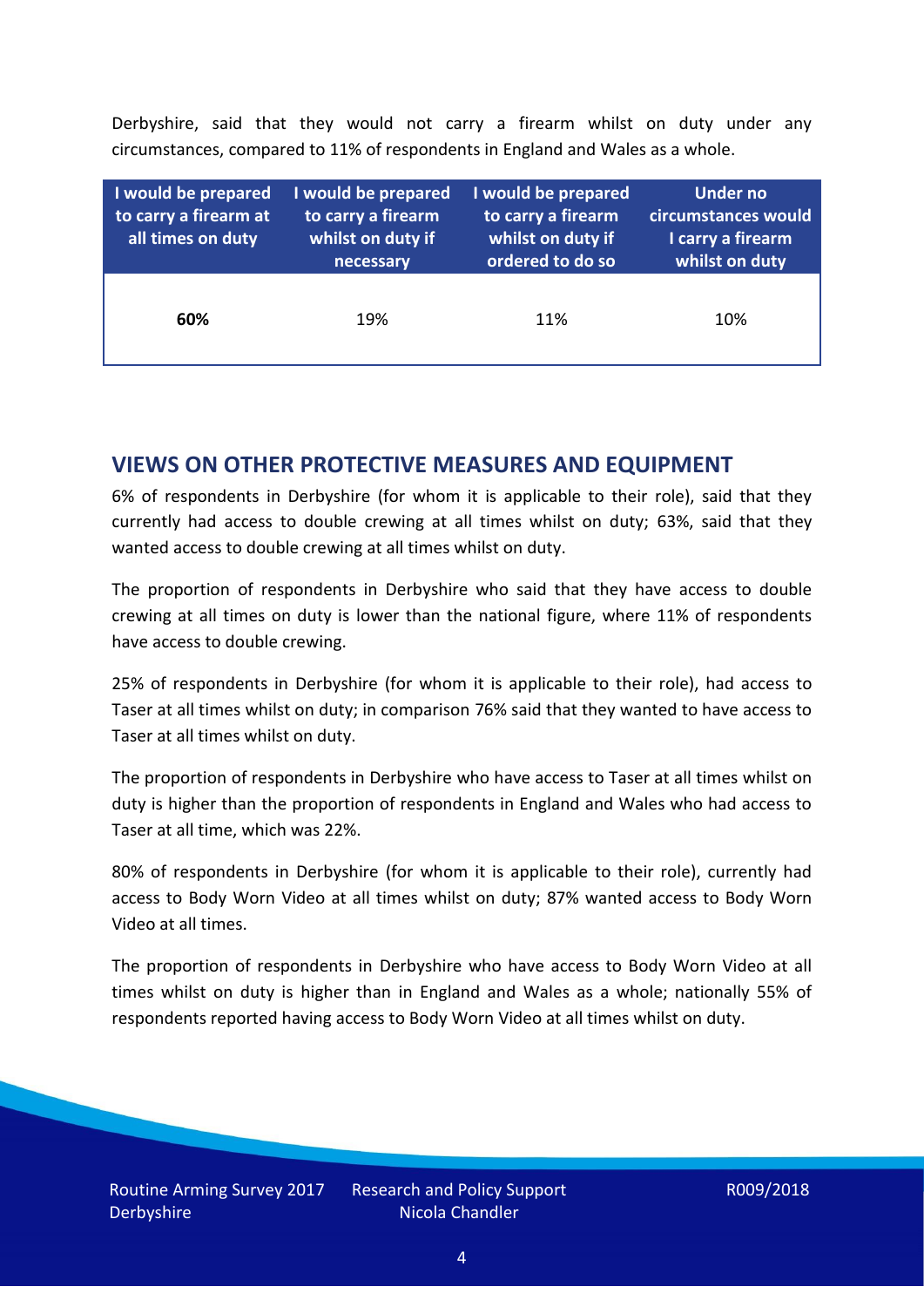Derbyshire, said that they would not carry a firearm whilst on duty under any circumstances, compared to 11% of respondents in England and Wales as a whole.

| I would be prepared to carry a firearm at all times on duty | I would be prepared to carry a firearm whilst on duty if necessary | I would be prepared to carry a firearm whilst on duty if ordered to do so | Under no circumstances would I carry a firearm whilst on duty |
|---|---|---|---|
| **60%** | 19% | 11% | 10% |

## VIEWS ON OTHER PROTECTIVE MEASURES AND EQUIPMENT

6% of respondents in Derbyshire (for whom it is applicable to their role), said that they currently had access to double crewing at all times whilst on duty; 63%, said that they wanted access to double crewing at all times whilst on duty.

The proportion of respondents in Derbyshire who said that they have access to double crewing at all times on duty is lower than the national figure, where 11% of respondents have access to double crewing.

25% of respondents in Derbyshire (for whom it is applicable to their role), had access to Taser at all times whilst on duty; in comparison 76% said that they wanted to have access to Taser at all times whilst on duty.

The proportion of respondents in Derbyshire who have access to Taser at all times whilst on duty is higher than the proportion of respondents in England and Wales who had access to Taser at all time, which was 22%.

80% of respondents in Derbyshire (for whom it is applicable to their role), currently had access to Body Worn Video at all times whilst on duty; 87% wanted access to Body Worn Video at all times.

The proportion of respondents in Derbyshire who have access to Body Worn Video at all times whilst on duty is higher than in England and Wales as a whole; nationally 55% of respondents reported having access to Body Worn Video at all times whilst on duty.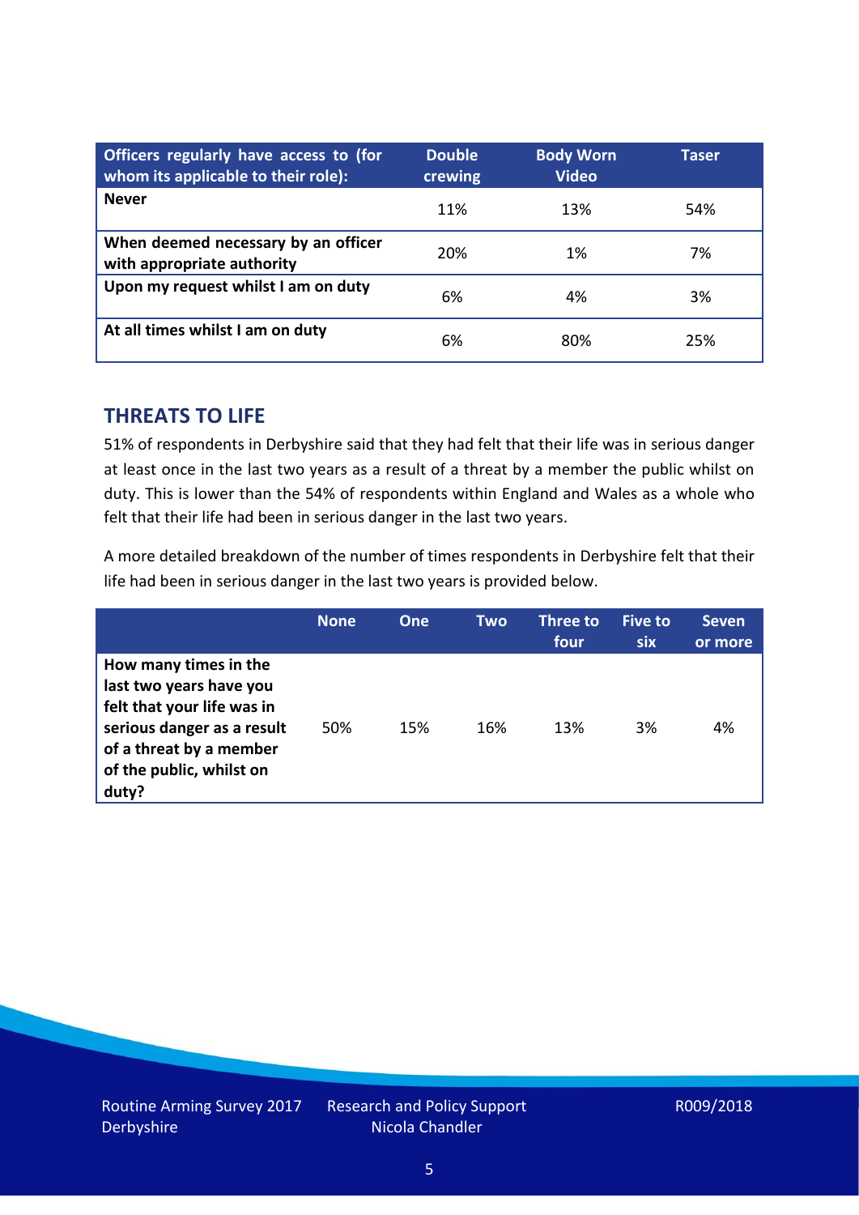| Officers regularly have access to (for whom its applicable to their role): | Double crewing | Body Worn Video | Taser |
|---|---|---|---|
| **Never** | 11% | 13% | 54% |
| **When deemed necessary by an officer with appropriate authority** | 20% | 1% | 7% |
| **Upon my request whilst I am on duty** | 6% | 4% | 3% |
| **At all times whilst I am on duty** | 6% | 80% | 25% |

## THREATS TO LIFE

51% of respondents in Derbyshire said that they had felt that their life was in serious danger at least once in the last two years as a result of a threat by a member the public whilst on duty. This is lower than the 54% of respondents within England and Wales as a whole who felt that their life had been in serious danger in the last two years.

A more detailed breakdown of the number of times respondents in Derbyshire felt that their life had been in serious danger in the last two years is provided below.

| | None | One | Two | Three to four | Five to six | Seven or more |
|---|---|---|---|---|---|---|
| **How many times in the last two years have you felt that your life was in serious danger as a result of a threat by a member of the public, whilst on duty?** | 50% | 15% | 16% | 13% | 3% | 4% |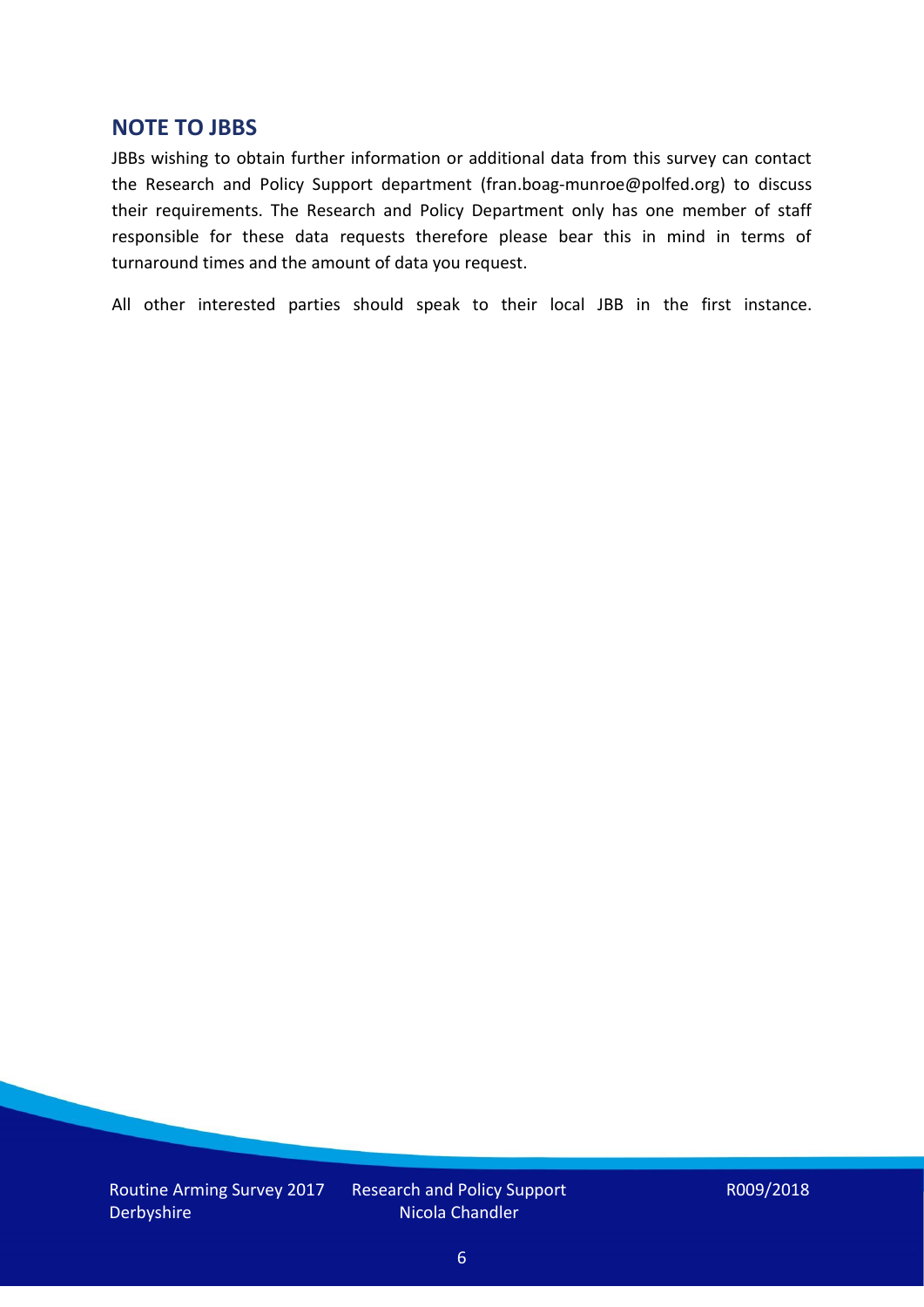## NOTE TO JBBS

JBBs wishing to obtain further information or additional data from this survey can contact the Research and Policy Support department (fran.boag-munroe@polfed.org) to discuss their requirements. The Research and Policy Department only has one member of staff responsible for these data requests therefore please bear this in mind in terms of turnaround times and the amount of data you request.

All other interested parties should speak to their local JBB in the first instance.